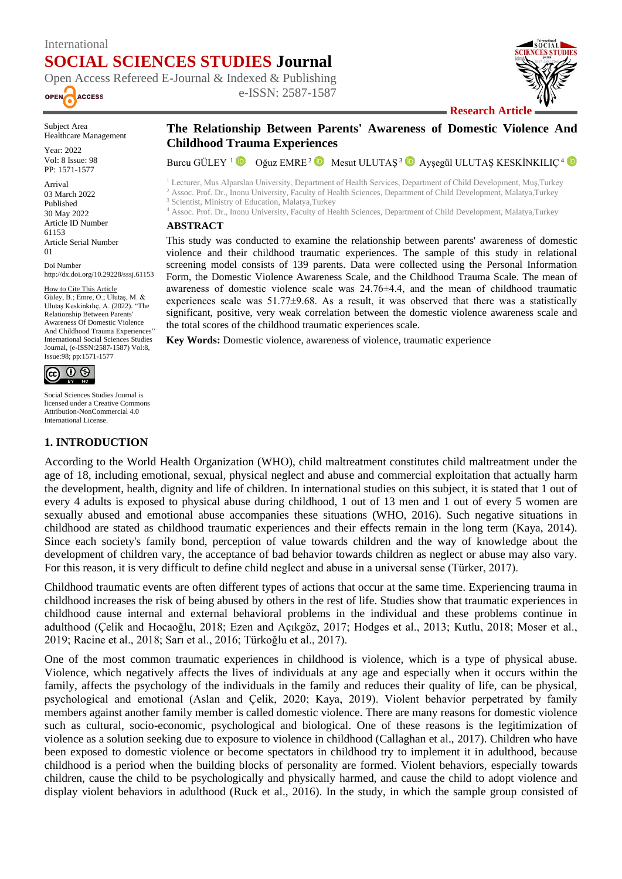International
**SOCIAL SCIENCES STUDIES Journal**
Open Access Refereed E-Journal & Indexed & Publishing
e-ISSN: 2587-1587

**Research Article**

Subject Area
Healthcare Management

Year: 2022
Vol: 8 Issue: 98
PP: 1571-1577

Arrival
03 March 2022
Published
30 May 2022
Article ID Number
61153
Article Serial Number
01

Doi Number
http://dx.doi.org/10.29228/sssj.61153

How to Cite This Article
Güley, B.; Emre, O.; Ulutaş, M. & Ulutaş Keskinkılıç, A. (2022). "The Relationship Between Parents' Awareness Of Domestic Violence And Childhood Trauma Experiences" International Social Sciences Studies Journal, (e-ISSN:2587-1587) Vol:8, Issue:98; pp:1571-1577

Social Sciences Studies Journal is licensed under a Creative Commons Attribution-NonCommercial 4.0 International License.

# The Relationship Between Parents' Awareness of Domestic Violence And Childhood Trauma Experiences

Burcu GÜLEY [1] Oğuz EMRE [2] Mesut ULUTAŞ [3] Ayşegül ULUTAŞ KESKİNKILIÇ [4]

[1] Lecturer, Mus Alparslan University, Department of Health Services, Department of Child Development, Muş,Turkey
[2] Assoc. Prof. Dr., Inonu University, Faculty of Health Sciences, Department of Child Development, Malatya,Turkey
[3] Scientist, Ministry of Education, Malatya,Turkey
[4] Assoc. Prof. Dr., Inonu University, Faculty of Health Sciences, Department of Child Development, Malatya,Turkey

## ABSTRACT

This study was conducted to examine the relationship between parents' awareness of domestic violence and their childhood traumatic experiences. The sample of this study in relational screening model consists of 139 parents. Data were collected using the Personal Information Form, the Domestic Violence Awareness Scale, and the Childhood Trauma Scale. The mean of awareness of domestic violence scale was 24.76±4.4, and the mean of childhood traumatic experiences scale was 51.77±9.68. As a result, it was observed that there was a statistically significant, positive, very weak correlation between the domestic violence awareness scale and the total scores of the childhood traumatic experiences scale.

**Key Words:** Domestic violence, awareness of violence, traumatic experience

## 1. INTRODUCTION

According to the World Health Organization (WHO), child maltreatment constitutes child maltreatment under the age of 18, including emotional, sexual, physical neglect and abuse and commercial exploitation that actually harm the development, health, dignity and life of children. In international studies on this subject, it is stated that 1 out of every 4 adults is exposed to physical abuse during childhood, 1 out of 13 men and 1 out of every 5 women are sexually abused and emotional abuse accompanies these situations (WHO, 2016). Such negative situations in childhood are stated as childhood traumatic experiences and their effects remain in the long term (Kaya, 2014). Since each society's family bond, perception of value towards children and the way of knowledge about the development of children vary, the acceptance of bad behavior towards children as neglect or abuse may also vary. For this reason, it is very difficult to define child neglect and abuse in a universal sense (Türker, 2017).

Childhood traumatic events are often different types of actions that occur at the same time. Experiencing trauma in childhood increases the risk of being abused by others in the rest of life. Studies show that traumatic experiences in childhood cause internal and external behavioral problems in the individual and these problems continue in adulthood (Çelik and Hocaoğlu, 2018; Ezen and Açıkgöz, 2017; Hodges et al., 2013; Kutlu, 2018; Moser et al., 2019; Racine et al., 2018; Sarı et al., 2016; Türkoğlu et al., 2017).

One of the most common traumatic experiences in childhood is violence, which is a type of physical abuse. Violence, which negatively affects the lives of individuals at any age and especially when it occurs within the family, affects the psychology of the individuals in the family and reduces their quality of life, can be physical, psychological and emotional (Aslan and Çelik, 2020; Kaya, 2019). Violent behavior perpetrated by family members against another family member is called domestic violence. There are many reasons for domestic violence such as cultural, socio-economic, psychological and biological. One of these reasons is the legitimication of violence as a solution seeking due to exposure to violence in childhood (Callaghan et al., 2017). Children who have been exposed to domestic violence or become spectators in childhood try to implement it in adulthood, because childhood is a period when the building blocks of personality are formed. Violent behaviors, especially towards children, cause the child to be psychologically and physically harmed, and cause the child to adopt violence and display violent behaviors in adulthood (Ruck et al., 2016). In the study, in which the sample group consisted of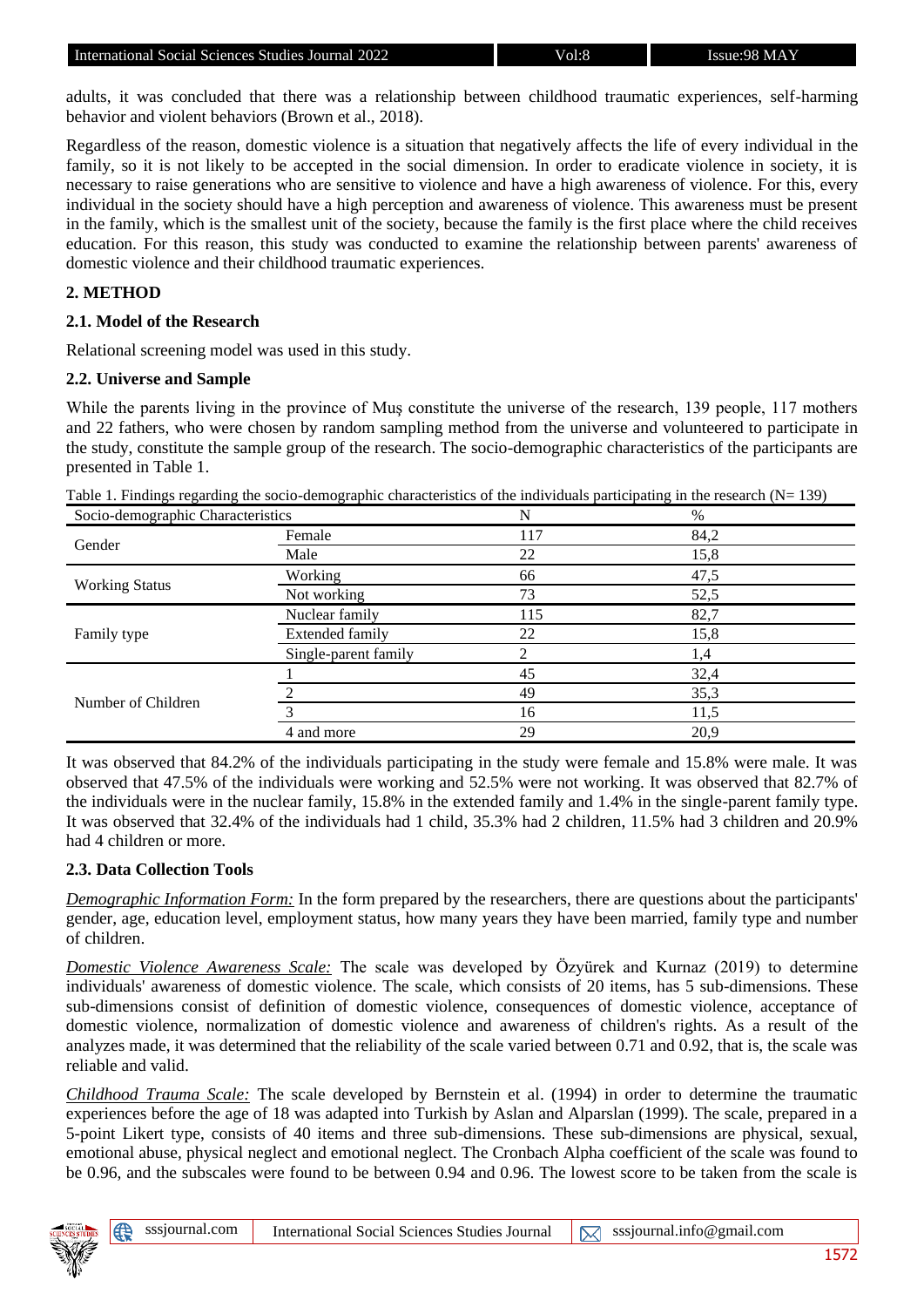adults, it was concluded that there was a relationship between childhood traumatic experiences, self-harming behavior and violent behaviors (Brown et al., 2018).

Regardless of the reason, domestic violence is a situation that negatively affects the life of every individual in the family, so it is not likely to be accepted in the social dimension. In order to eradicate violence in society, it is necessary to raise generations who are sensitive to violence and have a high awareness of violence. For this, every individual in the society should have a high perception and awareness of violence. This awareness must be present in the family, which is the smallest unit of the society, because the family is the first place where the child receives education. For this reason, this study was conducted to examine the relationship between parents' awareness of domestic violence and their childhood traumatic experiences.

## 2. METHOD

### 2.1. Model of the Research

Relational screening model was used in this study.

### 2.2. Universe and Sample

While the parents living in the province of Muş constitute the universe of the research, 139 people, 117 mothers and 22 fathers, who were chosen by random sampling method from the universe and volunteered to participate in the study, constitute the sample group of the research. The socio-demographic characteristics of the participants are presented in Table 1.

Table 1. Findings regarding the socio-demographic characteristics of the individuals participating in the research (N= 139)

| Socio-demographic Characteristics | | N | % |
|---|---|---|---|
| Gender | Female | 117 | 84,2 |
| | Male | 22 | 15,8 |
| Working Status | Working | 66 | 47,5 |
| | Not working | 73 | 52,5 |
| Family type | Nuclear family | 115 | 82,7 |
| | Extended family | 22 | 15,8 |
| | Single-parent family | 2 | 1,4 |
| Number of Children | 1 | 45 | 32,4 |
| | 2 | 49 | 35,3 |
| | 3 | 16 | 11,5 |
| | 4 and more | 29 | 20,9 |

It was observed that 84.2% of the individuals participating in the study were female and 15.8% were male. It was observed that 47.5% of the individuals were working and 52.5% were not working. It was observed that 82.7% of the individuals were in the nuclear family, 15.8% in the extended family and 1.4% in the single-parent family type. It was observed that 32.4% of the individuals had 1 child, 35.3% had 2 children, 11.5% had 3 children and 20.9% had 4 children or more.

### 2.3. Data Collection Tools

*Demographic Information Form:* In the form prepared by the researchers, there are questions about the participants' gender, age, education level, employment status, how many years they have been married, family type and number of children.

*Domestic Violence Awareness Scale:* The scale was developed by Özyürek and Kurnaz (2019) to determine individuals' awareness of domestic violence. The scale, which consists of 20 items, has 5 sub-dimensions. These sub-dimensions consist of definition of domestic violence, consequences of domestic violence, acceptance of domestic violence, normalization of domestic violence and awareness of children's rights. As a result of the analyzes made, it was determined that the reliability of the scale varied between 0.71 and 0.92, that is, the scale was reliable and valid.

*Childhood Trauma Scale:* The scale developed by Bernstein et al. (1994) in order to determine the traumatic experiences before the age of 18 was adapted into Turkish by Aslan and Alparslan (1999). The scale, prepared in a 5-point Likert type, consists of 40 items and three sub-dimensions. These sub-dimensions are physical, sexual, emotional abuse, physical neglect and emotional neglect. The Cronbach Alpha coefficient of the scale was found to be 0.96, and the subscales were found to be between 0.94 and 0.96. The lowest score to be taken from the scale is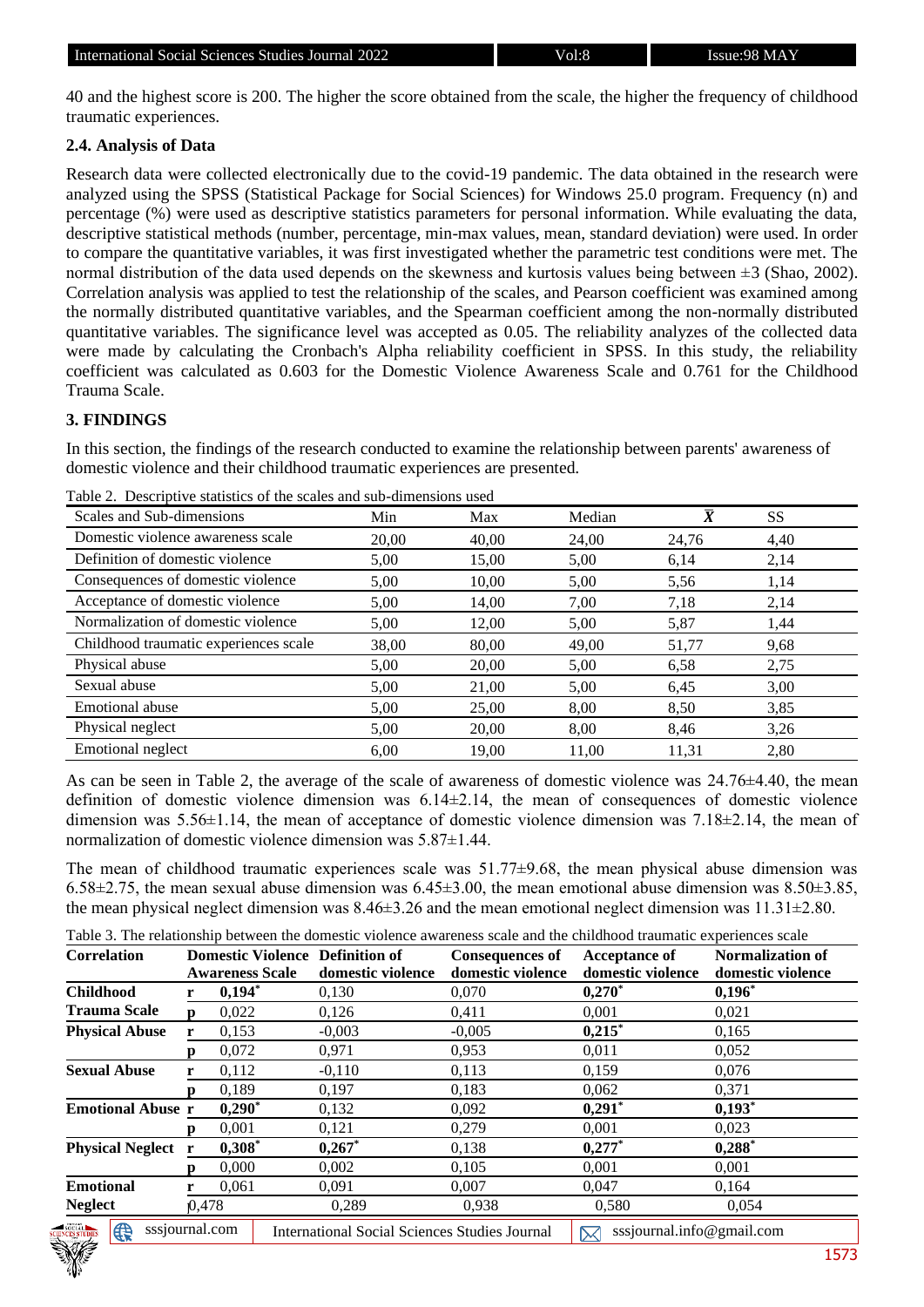40 and the highest score is 200. The higher the score obtained from the scale, the higher the frequency of childhood traumatic experiences.

### 2.4. Analysis of Data

Research data were collected electronically due to the covid-19 pandemic. The data obtained in the research were analyzed using the SPSS (Statistical Package for Social Sciences) for Windows 25.0 program. Frequency (n) and percentage (%) were used as descriptive statistics parameters for personal information. While evaluating the data, descriptive statistical methods (number, percentage, min-max values, mean, standard deviation) were used. In order to compare the quantitative variables, it was first investigated whether the parametric test conditions were met. The normal distribution of the data used depends on the skewness and kurtosis values being between ±3 (Shao, 2002). Correlation analysis was applied to test the relationship of the scales, and Pearson coefficient was examined among the normally distributed quantitative variables, and the Spearman coefficient among the non-normally distributed quantitative variables. The significance level was accepted as 0.05. The reliability analyzes of the collected data were made by calculating the Cronbach's Alpha reliability coefficient in SPSS. In this study, the reliability coefficient was calculated as 0.603 for the Domestic Violence Awareness Scale and 0.761 for the Childhood Trauma Scale.

## 3. FINDINGS

In this section, the findings of the research conducted to examine the relationship between parents' awareness of domestic violence and their childhood traumatic experiences are presented.

Table 2. Descriptive statistics of the scales and sub-dimensions used

| Scales and Sub-dimensions | Min | Max | Median | $\bar{X}$ | SS |
|---|---|---|---|---|---|
| Domestic violence awareness scale | 20,00 | 40,00 | 24,00 | 24,76 | 4,40 |
| Definition of domestic violence | 5,00 | 15,00 | 5,00 | 6,14 | 2,14 |
| Consequences of domestic violence | 5,00 | 10,00 | 5,00 | 5,56 | 1,14 |
| Acceptance of domestic violence | 5,00 | 14,00 | 7,00 | 7,18 | 2,14 |
| Normalization of domestic violence | 5,00 | 12,00 | 5,00 | 5,87 | 1,44 |
| Childhood traumatic experiences scale | 38,00 | 80,00 | 49,00 | 51,77 | 9,68 |
| Physical abuse | 5,00 | 20,00 | 5,00 | 6,58 | 2,75 |
| Sexual abuse | 5,00 | 21,00 | 5,00 | 6,45 | 3,00 |
| Emotional abuse | 5,00 | 25,00 | 8,00 | 8,50 | 3,85 |
| Physical neglect | 5,00 | 20,00 | 8,00 | 8,46 | 3,26 |
| Emotional neglect | 6,00 | 19,00 | 11,00 | 11,31 | 2,80 |

As can be seen in Table 2, the average of the scale of awareness of domestic violence was 24.76±4.40, the mean definition of domestic violence dimension was 6.14±2.14, the mean of consequences of domestic violence dimension was 5.56±1.14, the mean of acceptance of domestic violence dimension was 7.18±2.14, the mean of normalization of domestic violence dimension was 5.87±1.44.

The mean of childhood traumatic experiences scale was 51.77±9.68, the mean physical abuse dimension was 6.58±2.75, the mean sexual abuse dimension was 6.45±3.00, the mean emotional abuse dimension was 8.50±3.85, the mean physical neglect dimension was 8.46±3.26 and the mean emotional neglect dimension was 11.31±2.80.

Table 3. The relationship between the domestic violence awareness scale and the childhood traumatic experiences scale

| Correlation | | Domestic Violence Awareness Scale | Definition of domestic violence | Consequences of domestic violence | Acceptance of domestic violence | Normalization of domestic violence |
|---|---|---|---|---|---|---|
| **Childhood Trauma Scale** | **r** | **0,194*** | 0,130 | 0,070 | **0,270*** | **0,196*** |
| | **p** | 0,022 | 0,126 | 0,411 | 0,001 | 0,021 |
| **Physical Abuse** | **r** | 0,153 | -0,003 | -0,005 | **0,215*** | 0,165 |
| | **p** | 0,072 | 0,971 | 0,953 | 0,011 | 0,052 |
| **Sexual Abuse** | **r** | 0,112 | -0,110 | 0,113 | 0,159 | 0,076 |
| | **p** | 0,189 | 0,197 | 0,183 | 0,062 | 0,371 |
| **Emotional Abuse** | **r** | **0,290*** | 0,132 | 0,092 | **0,291*** | **0,193*** |
| | **p** | 0,001 | 0,121 | 0,279 | 0,001 | 0,023 |
| **Physical Neglect** | **r** | **0,308*** | **0,267*** | 0,138 | **0,277*** | **0,288*** |
| | **p** | 0,000 | 0,002 | 0,105 | 0,001 | 0,001 |
| **Emotional Neglect** | **r** | 0,061 | 0,091 | 0,007 | 0,047 | 0,164 |
| | | 0,478 | 0,289 | 0,938 | 0,580 | 0,054 |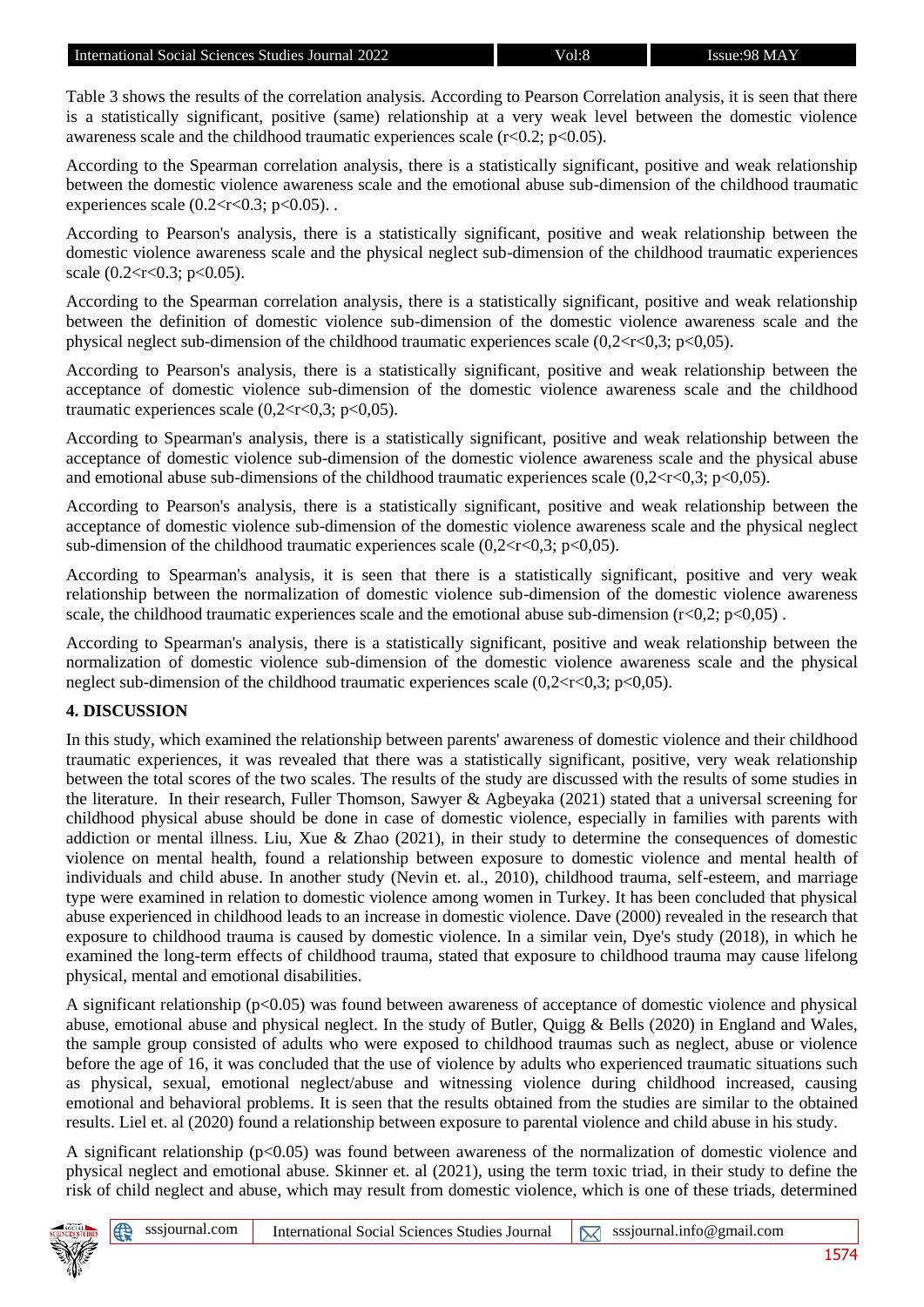Table 3 shows the results of the correlation analysis. According to Pearson Correlation analysis, it is seen that there is a statistically significant, positive (same) relationship at a very weak level between the domestic violence awareness scale and the childhood traumatic experiences scale ($r<0.2$; $p<0.05$).

According to the Spearman correlation analysis, there is a statistically significant, positive and weak relationship between the domestic violence awareness scale and the emotional abuse sub-dimension of the childhood traumatic experiences scale ($0.2<r<0.3$; $p<0.05$). .

According to Pearson's analysis, there is a statistically significant, positive and weak relationship between the domestic violence awareness scale and the physical neglect sub-dimension of the childhood traumatic experiences scale ($0.2<r<0.3$; $p<0.05$).

According to the Spearman correlation analysis, there is a statistically significant, positive and weak relationship between the definition of domestic violence sub-dimension of the domestic violence awareness scale and the physical neglect sub-dimension of the childhood traumatic experiences scale ($0,2<r<0,3$; $p<0,05$).

According to Pearson's analysis, there is a statistically significant, positive and weak relationship between the acceptance of domestic violence sub-dimension of the domestic violence awareness scale and the childhood traumatic experiences scale ($0,2<r<0,3$; $p<0,05$).

According to Spearman's analysis, there is a statistically significant, positive and weak relationship between the acceptance of domestic violence sub-dimension of the domestic violence awareness scale and the physical abuse and emotional abuse sub-dimensions of the childhood traumatic experiences scale ($0,2<r<0,3$; $p<0,05$).

According to Pearson's analysis, there is a statistically significant, positive and weak relationship between the acceptance of domestic violence sub-dimension of the domestic violence awareness scale and the physical neglect sub-dimension of the childhood traumatic experiences scale ($0,2<r<0,3$; $p<0,05$).

According to Spearman's analysis, it is seen that there is a statistically significant, positive and very weak relationship between the normalization of domestic violence sub-dimension of the domestic violence awareness scale, the childhood traumatic experiences scale and the emotional abuse sub-dimension ($r<0,2$; $p<0,05$) .

According to Spearman's analysis, there is a statistically significant, positive and weak relationship between the normalization of domestic violence sub-dimension of the domestic violence awareness scale and the physical neglect sub-dimension of the childhood traumatic experiences scale ($0,2<r<0,3$; $p<0,05$).

## 4. DISCUSSION

In this study, which examined the relationship between parents' awareness of domestic violence and their childhood traumatic experiences, it was revealed that there was a statistically significant, positive, very weak relationship between the total scores of the two scales. The results of the study are discussed with the results of some studies in the literature. In their research, Fuller Thomson, Sawyer & Agbeyaka (2021) stated that a universal screening for childhood physical abuse should be done in case of domestic violence, especially in families with parents with addiction or mental illness. Liu, Xue & Zhao (2021), in their study to determine the consequences of domestic violence on mental health, found a relationship between exposure to domestic violence and mental health of individuals and child abuse. In another study (Nevin et. al., 2010), childhood trauma, self-esteem, and marriage type were examined in relation to domestic violence among women in Turkey. It has been concluded that physical abuse experienced in childhood leads to an increase in domestic violence. Dave (2000) revealed in the research that exposure to childhood trauma is caused by domestic violence. In a similar vein, Dye's study (2018), in which he examined the long-term effects of childhood trauma, stated that exposure to childhood trauma may cause lifelong physical, mental and emotional disabilities.

A significant relationship ($p<0.05$) was found between awareness of acceptance of domestic violence and physical abuse, emotional abuse and physical neglect. In the study of Butler, Quigg & Bells (2020) in England and Wales, the sample group consisted of adults who were exposed to childhood traumas such as neglect, abuse or violence before the age of 16, it was concluded that the use of violence by adults who experienced traumatic situations such as physical, sexual, emotional neglect/abuse and witnessing violence during childhood increased, causing emotional and behavioral problems. It is seen that the results obtained from the studies are similar to the obtained results. Liel et. al (2020) found a relationship between exposure to parental violence and child abuse in his study.

A significant relationship ($p<0.05$) was found between awareness of the normalization of domestic violence and physical neglect and emotional abuse. Skinner et. al (2021), using the term toxic triad, in their study to define the risk of child neglect and abuse, which may result from domestic violence, which is one of these triads, determined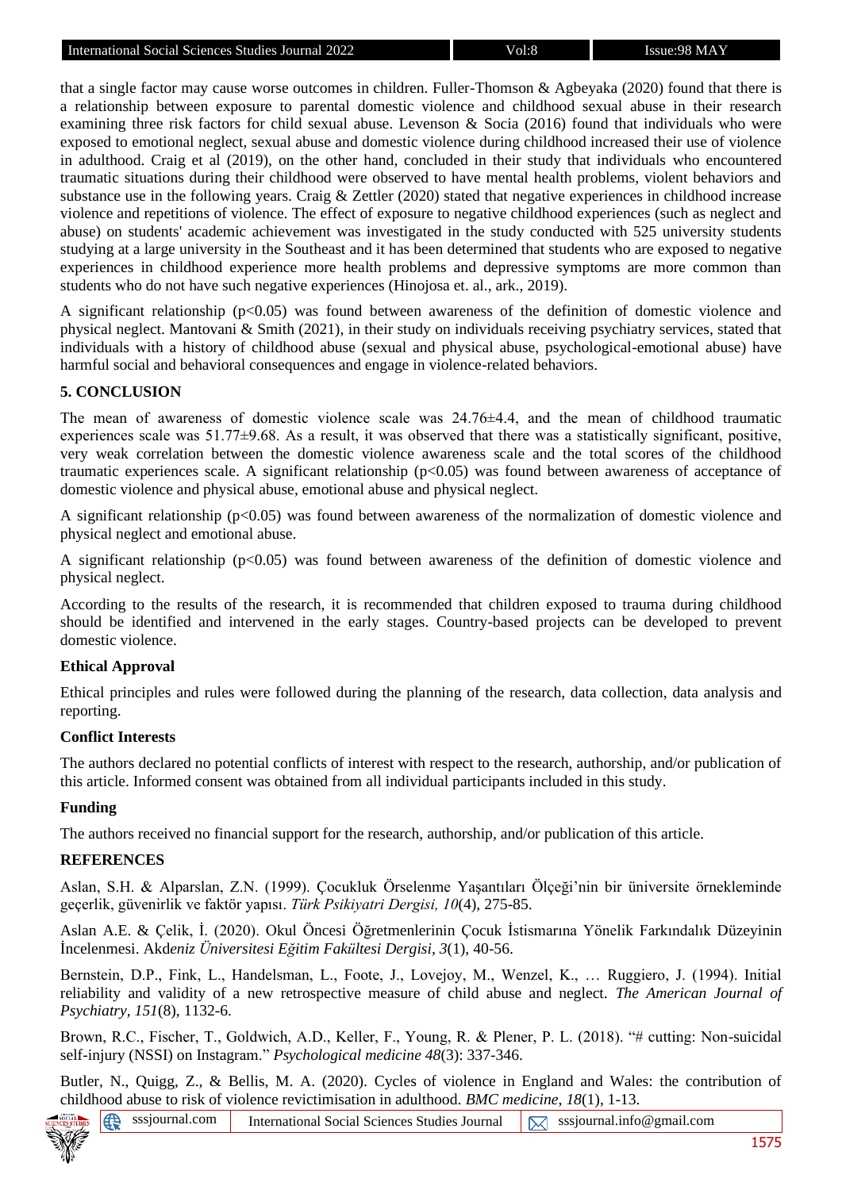that a single factor may cause worse outcomes in children. Fuller-Thomson & Agbeyaka (2020) found that there is a relationship between exposure to parental domestic violence and childhood sexual abuse in their research examining three risk factors for child sexual abuse. Levenson & Socia (2016) found that individuals who were exposed to emotional neglect, sexual abuse and domestic violence during childhood increased their use of violence in adulthood. Craig et al (2019), on the other hand, concluded in their study that individuals who encountered traumatic situations during their childhood were observed to have mental health problems, violent behaviors and substance use in the following years. Craig & Zettler (2020) stated that negative experiences in childhood increase violence and repetitions of violence. The effect of exposure to negative childhood experiences (such as neglect and abuse) on students' academic achievement was investigated in the study conducted with 525 university students studying at a large university in the Southeast and it has been determined that students who are exposed to negative experiences in childhood experience more health problems and depressive symptoms are more common than students who do not have such negative experiences (Hinojosa et. al., ark., 2019).

A significant relationship ($p<0.05$) was found between awareness of the definition of domestic violence and physical neglect. Mantovani & Smith (2021), in their study on individuals receiving psychiatry services, stated that individuals with a history of childhood abuse (sexual and physical abuse, psychological-emotional abuse) have harmful social and behavioral consequences and engage in violence-related behaviors.

## 5. CONCLUSION

The mean of awareness of domestic violence scale was 24.76±4.4, and the mean of childhood traumatic experiences scale was 51.77±9.68. As a result, it was observed that there was a statistically significant, positive, very weak correlation between the domestic violence awareness scale and the total scores of the childhood traumatic experiences scale. A significant relationship ($p<0.05$) was found between awareness of acceptance of domestic violence and physical abuse, emotional abuse and physical neglect.

A significant relationship ($p<0.05$) was found between awareness of the normalization of domestic violence and physical neglect and emotional abuse.

A significant relationship ($p<0.05$) was found between awareness of the definition of domestic violence and physical neglect.

According to the results of the research, it is recommended that children exposed to trauma during childhood should be identified and intervened in the early stages. Country-based projects can be developed to prevent domestic violence.

### Ethical Approval

Ethical principles and rules were followed during the planning of the research, data collection, data analysis and reporting.

### Conflict Interests

The authors declared no potential conflicts of interest with respect to the research, authorship, and/or publication of this article. Informed consent was obtained from all individual participants included in this study.

### Funding

The authors received no financial support for the research, authorship, and/or publication of this article.

## REFERENCES

Aslan, S.H. & Alparslan, Z.N. (1999). Çocukluk Örselenme Yaşantıları Ölçeği'nin bir üniversite örnekleminde geçerlik, güvenirlik ve faktör yapısı. *Türk Psikiyatri Dergisi, 10*(4), 275-85.

Aslan A.E. & Çelik, İ. (2020). Okul Öncesi Öğretmenlerinin Çocuk İstismarına Yönelik Farkındalık Düzeyinin İncelenmesi. Akd*eniz Üniversitesi Eğitim Fakültesi Dergisi, 3*(1), 40-56.

Bernstein, D.P., Fink, L., Handelsman, L., Foote, J., Lovejoy, M., Wenzel, K., … Ruggiero, J. (1994). Initial reliability and validity of a new retrospective measure of child abuse and neglect. *The American Journal of Psychiatry, 151*(8), 1132-6.

Brown, R.C., Fischer, T., Goldwich, A.D., Keller, F., Young, R. & Plener, P. L. (2018). "# cutting: Non-suicidal self-injury (NSSI) on Instagram." *Psychological medicine 48*(3): 337-346.

Butler, N., Quigg, Z., & Bellis, M. A. (2020). Cycles of violence in England and Wales: the contribution of childhood abuse to risk of violence revictimisation in adulthood. *BMC medicine, 18*(1), 1-13.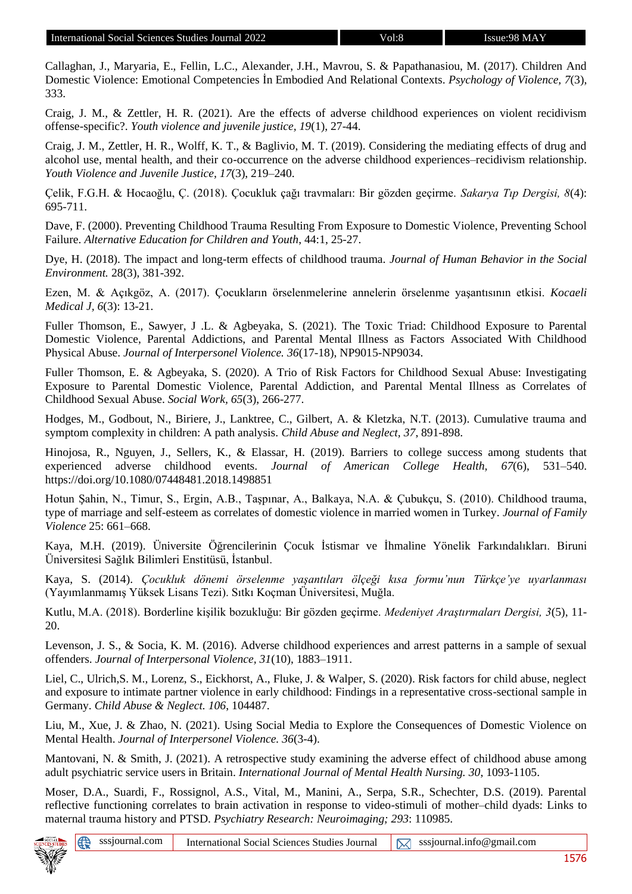Callaghan, J., Maryaria, E., Fellin, L.C., Alexander, J.H., Mavrou, S. & Papathanasiou, M. (2017). Children And Domestic Violence: Emotional Competencies İn Embodied And Relational Contexts. *Psychology of Violence, 7*(3), 333.

Craig, J. M., & Zettler, H. R. (2021). Are the effects of adverse childhood experiences on violent recidivism offense-specific?. *Youth violence and juvenile justice, 19*(1), 27-44.

Craig, J. M., Zettler, H. R., Wolff, K. T., & Baglivio, M. T. (2019). Considering the mediating effects of drug and alcohol use, mental health, and their co-occurrence on the adverse childhood experiences–recidivism relationship. *Youth Violence and Juvenile Justice, 17*(3), 219–240.

Çelik, F.G.H. & Hocaoğlu, Ç. (2018). Çocukluk çağı travmaları: Bir gözden geçirme. *Sakarya Tıp Dergisi, 8*(4): 695-711.

Dave, F. (2000). Preventing Childhood Trauma Resulting From Exposure to Domestic Violence, Preventing School Failure. *Alternative Education for Children and Youth*, 44:1, 25-27.

Dye, H. (2018). The impact and long-term effects of childhood trauma. *Journal of Human Behavior in the Social Environment.* 28(3), 381-392.

Ezen, M. & Açıkgöz, A. (2017). Çocukların örselenmelerine annelerin örselenme yaşantısının etkisi. *Kocaeli Medical J, 6*(3): 13-21.

Fuller Thomson, E., Sawyer, J .L. & Agbeyaka, S. (2021). The Toxic Triad: Childhood Exposure to Parental Domestic Violence, Parental Addictions, and Parental Mental Illness as Factors Associated With Childhood Physical Abuse. *Journal of Interpersonel Violence. 36*(17-18), NP9015-NP9034.

Fuller Thomson, E. & Agbeyaka, S. (2020). A Trio of Risk Factors for Childhood Sexual Abuse: Investigating Exposure to Parental Domestic Violence, Parental Addiction, and Parental Mental Illness as Correlates of Childhood Sexual Abuse. *Social Work, 65*(3), 266-277.

Hodges, M., Godbout, N., Biriere, J., Lanktree, C., Gilbert, A. & Kletzka, N.T. (2013). Cumulative trauma and symptom complexity in children: A path analysis. *Child Abuse and Neglect, 37*, 891-898.

Hinojosa, R., Nguyen, J., Sellers, K., & Elassar, H. (2019). Barriers to college success among students that experienced adverse childhood events. *Journal of American College Health, 67*(6), 531–540. https://doi.org/10.1080/07448481.2018.1498851

Hotun Şahin, N., Timur, S., Ergin, A.B., Taşpınar, A., Balkaya, N.A. & Çubukçu, S. (2010). Childhood trauma, type of marriage and self-esteem as correlates of domestic violence in married women in Turkey. *Journal of Family Violence* 25: 661–668.

Kaya, M.H. (2019). Üniversite Öğrencilerinin Çocuk İstismar ve İhmaline Yönelik Farkındalıkları. Biruni Üniversitesi Sağlık Bilimleri Enstitüsü, İstanbul.

Kaya, S. (2014). *Çocukluk dönemi örselenme yaşantıları ölçeği kısa formu'nun Türkçe'ye uyarlanması* (Yayımlanmamış Yüksek Lisans Tezi). Sıtkı Koçman Üniversitesi, Muğla.

Kutlu, M.A. (2018). Borderline kişilik bozukluğu: Bir gözden geçirme. *Medeniyet Araştırmaları Dergisi, 3*(5), 11-20.

Levenson, J. S., & Socia, K. M. (2016). Adverse childhood experiences and arrest patterns in a sample of sexual offenders. *Journal of Interpersonal Violence, 31*(10), 1883–1911.

Liel, C., Ulrich,S. M., Lorenz, S., Eickhorst, A., Fluke, J. & Walper, S. (2020). Risk factors for child abuse, neglect and exposure to intimate partner violence in early childhood: Findings in a representative cross-sectional sample in Germany. *Child Abuse & Neglect. 106*, 104487.

Liu, M., Xue, J. & Zhao, N. (2021). Using Social Media to Explore the Consequences of Domestic Violence on Mental Health. *Journal of Interpersonel Violence. 36*(3-4).

Mantovani, N. & Smith, J. (2021). A retrospective study examining the adverse effect of childhood abuse among adult psychiatric service users in Britain. *International Journal of Mental Health Nursing. 30*, 1093-1105.

Moser, D.A., Suardi, F., Rossignol, A.S., Vital, M., Manini, A., Serpa, S.R., Schechter, D.S. (2019). Parental reflective functioning correlates to brain activation in response to video-stimuli of mother–child dyads: Links to maternal trauma history and PTSD. *Psychiatry Research: Neuroimaging; 293*: 110985.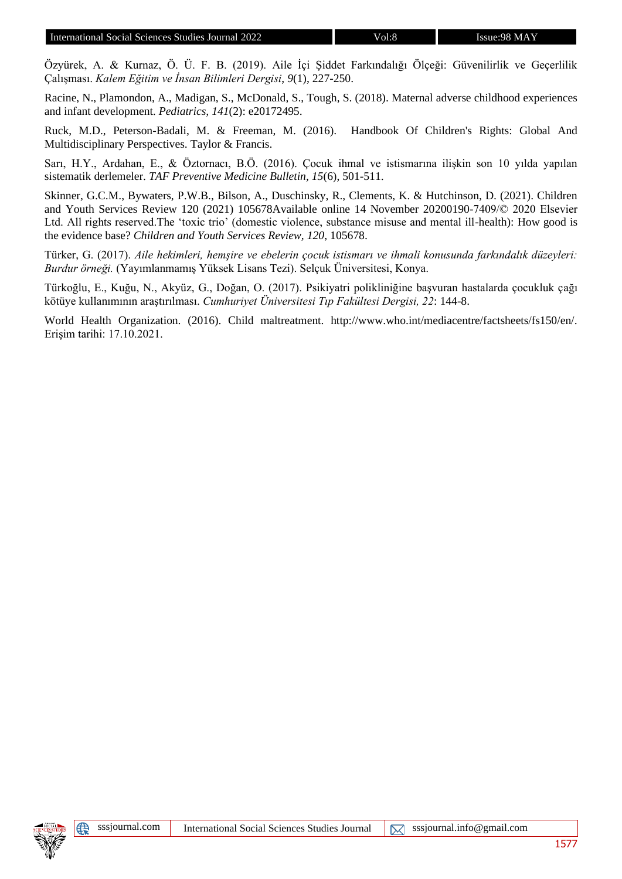Özyürek, A. & Kurnaz, Ö. Ü. F. B. (2019). Aile İçi Şiddet Farkındalığı Ölçeği: Güvenilirlik ve Geçerlilik Çalışması. *Kalem Eğitim ve İnsan Bilimleri Dergisi*, *9*(1), 227-250.

Racine, N., Plamondon, A., Madigan, S., McDonald, S., Tough, S. (2018). Maternal adverse childhood experiences and infant development. *Pediatrics, 141*(2): e20172495.

Ruck, M.D., Peterson-Badali, M. & Freeman, M. (2016). Handbook Of Children's Rights: Global And Multidisciplinary Perspectives. Taylor & Francis.

Sarı, H.Y., Ardahan, E., & Öztornacı, B.Ö. (2016). Çocuk ihmal ve istismarına ilişkin son 10 yılda yapılan sistematik derlemeler. *TAF Preventive Medicine Bulletin, 15*(6), 501-511.

Skinner, G.C.M., Bywaters, P.W.B., Bilson, A., Duschinsky, R., Clements, K. & Hutchinson, D. (2021). Children and Youth Services Review 120 (2021) 105678Available online 14 November 20200190-7409/© 2020 Elsevier Ltd. All rights reserved.The 'toxic trio' (domestic violence, substance misuse and mental ill-health): How good is the evidence base? *Children and Youth Services Review, 120*, 105678.

Türker, G. (2017). *Aile hekimleri, hemşire ve ebelerin çocuk istismarı ve ihmali konusunda farkındalık düzeyleri: Burdur örneği.* (Yayımlanmamış Yüksek Lisans Tezi). Selçuk Üniversitesi, Konya.

Türkoğlu, E., Kuğu, N., Akyüz, G., Doğan, O. (2017). Psikiyatri polikliniğine başvuran hastalarda çocukluk çağı kötüye kullanımının araştırılması. *Cumhuriyet Üniversitesi Tıp Fakültesi Dergisi, 22*: 144-8.

World Health Organization. (2016). Child maltreatment. http://www.who.int/mediacentre/factsheets/fs150/en/. Erişim tarihi: 17.10.2021.